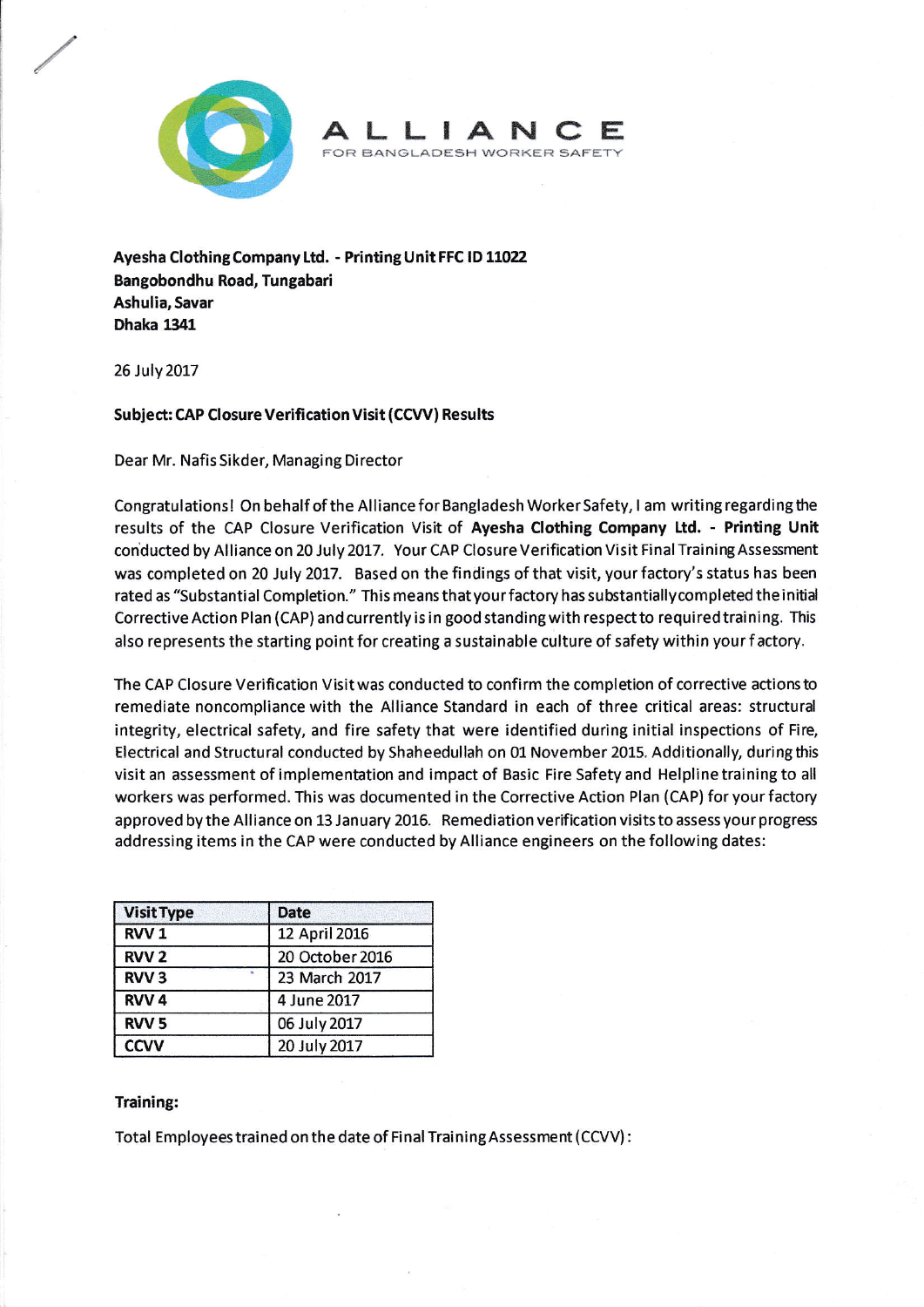**ALLIANCE**
FOR BANGLADESH WORKER SAFETY

**Ayesha Clothing Company Ltd. - Printing Unit FFC ID 11022**
**Bangobondhu Road, Tungabari**
**Ashulia, Savar**
**Dhaka 1341**

26 July 2017

**Subject: CAP Closure Verification Visit (CCVV) Results**

Dear Mr. Nafis Sikder, Managing Director

Congratulations! On behalf of the Alliance for Bangladesh Worker Safety, I am writing regarding the results of the CAP Closure Verification Visit of **Ayesha Clothing Company Ltd. - Printing Unit** conducted by Alliance on 20 July 2017. Your CAP Closure Verification Visit Final Training Assessment was completed on 20 July 2017. Based on the findings of that visit, your factory's status has been rated as "Substantial Completion." This means that your factory has substantially completed the initial Corrective Action Plan (CAP) and currently is in good standing with respect to required training. This also represents the starting point for creating a sustainable culture of safety within your factory.

The CAP Closure Verification Visit was conducted to confirm the completion of corrective actions to remediate noncompliance with the Alliance Standard in each of three critical areas: structural integrity, electrical safety, and fire safety that were identified during initial inspections of Fire, Electrical and Structural conducted by Shaheedullah on 01 November 2015. Additionally, during this visit an assessment of implementation and impact of Basic Fire Safety and Helpline training to all workers was performed. This was documented in the Corrective Action Plan (CAP) for your factory approved by the Alliance on 13 January 2016. Remediation verification visits to assess your progress addressing items in the CAP were conducted by Alliance engineers on the following dates:

| Visit Type | Date |
|---|---|
| RVV 1 | 12 April 2016 |
| RVV 2 | 20 October 2016 |
| RVV 3 | 23 March 2017 |
| RVV 4 | 4 June 2017 |
| RVV 5 | 06 July 2017 |
| CCVV | 20 July 2017 |

**Training:**

Total Employees trained on the date of Final Training Assessment (CCVV):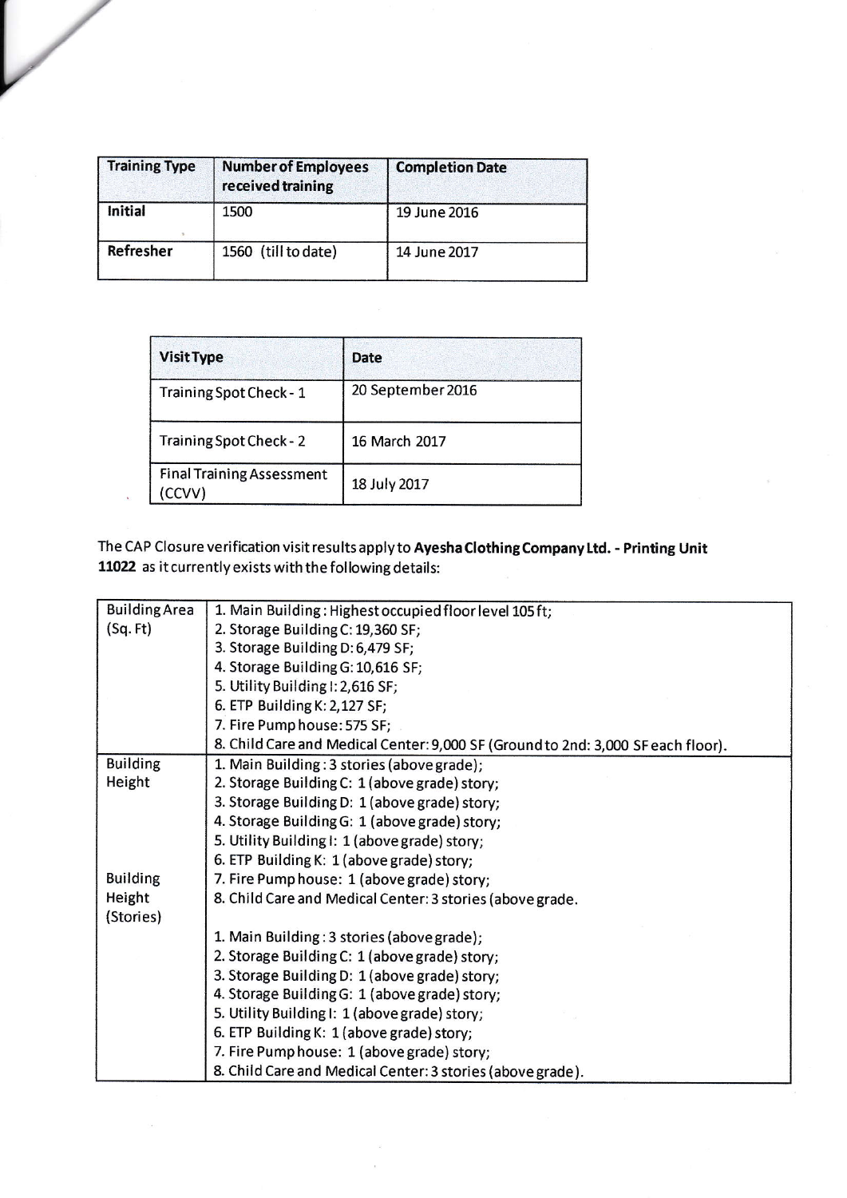| Training Type | Number of Employees received training | Completion Date |
|---|---|---|
| Initial | 1500 | 19 June 2016 |
| Refresher | 1560 (till to date) | 14 June 2017 |

| Visit Type | Date |
|---|---|
| Training Spot Check - 1 | 20 September 2016 |
| Training Spot Check - 2 | 16 March 2017 |
| Final Training Assessment (CCVV) | 18 July 2017 |

The CAP Closure verification visit results apply to **Ayesha Clothing Company Ltd. - Printing Unit 11022** as it currently exists with the following details:

| | |
|---|---|
| Building Area (Sq. Ft) | 1. Main Building: Highest occupied floor level 105 ft;<br>2. Storage Building C: 19,360 SF;<br>3. Storage Building D: 6,479 SF;<br>4. Storage Building G: 10,616 SF;<br>5. Utility Building I: 2,616 SF;<br>6. ETP Building K: 2,127 SF;<br>7. Fire Pump house: 575 SF;<br>8. Child Care and Medical Center: 9,000 SF (Ground to 2nd: 3,000 SF each floor). |
| Building Height<br><br>Building Height (Stories) | 1. Main Building: 3 stories (above grade);<br>2. Storage Building C: 1 (above grade) story;<br>3. Storage Building D: 1 (above grade) story;<br>4. Storage Building G: 1 (above grade) story;<br>5. Utility Building I: 1 (above grade) story;<br>6. ETP Building K: 1 (above grade) story;<br>7. Fire Pump house: 1 (above grade) story;<br>8. Child Care and Medical Center: 3 stories (above grade.<br><br>1. Main Building: 3 stories (above grade);<br>2. Storage Building C: 1 (above grade) story;<br>3. Storage Building D: 1 (above grade) story;<br>4. Storage Building G: 1 (above grade) story;<br>5. Utility Building I: 1 (above grade) story;<br>6. ETP Building K: 1 (above grade) story;<br>7. Fire Pump house: 1 (above grade) story;<br>8. Child Care and Medical Center: 3 stories (above grade). |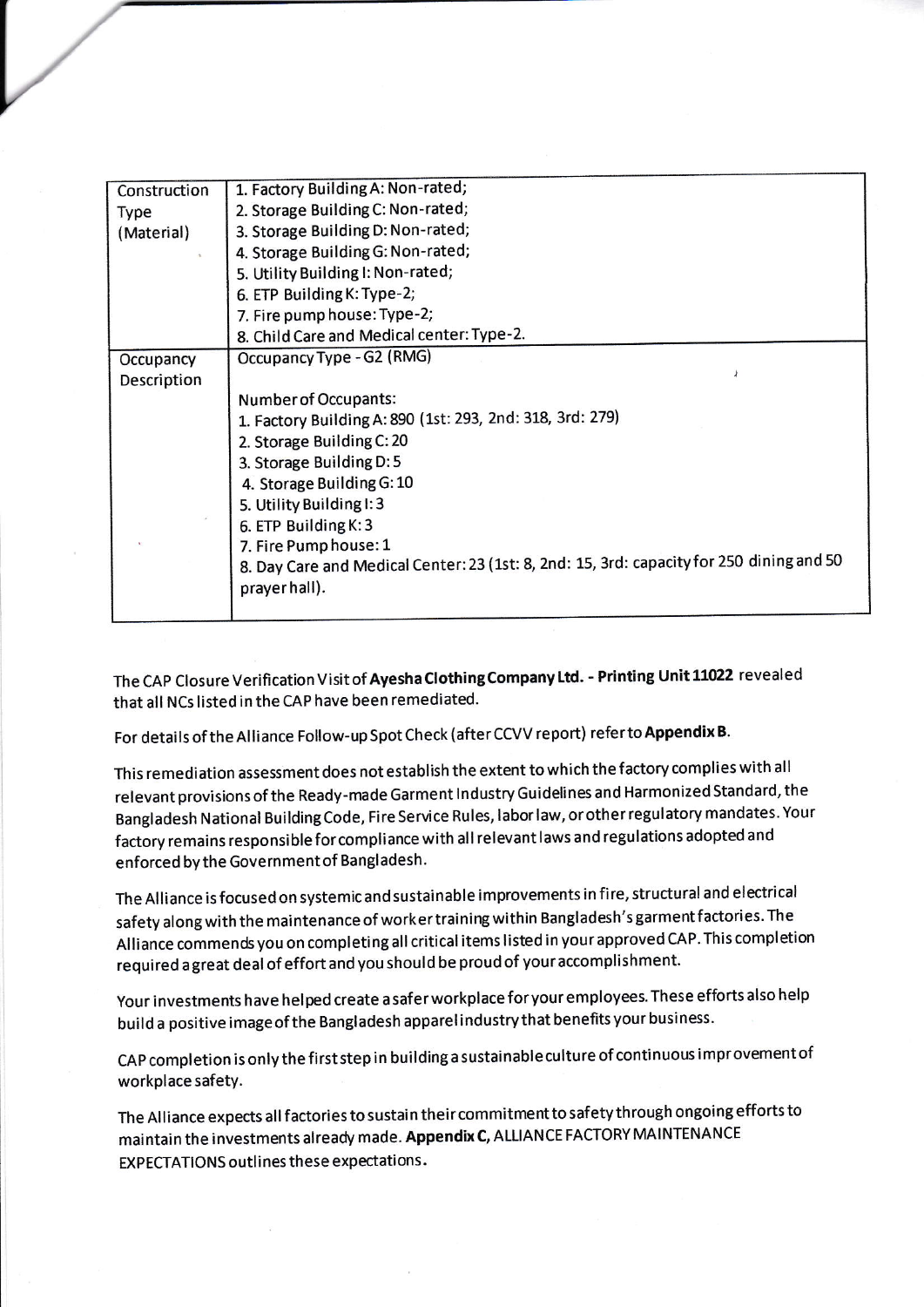| Construction Type (Material) | 1. Factory Building A: Non-rated;<br>2. Storage Building C: Non-rated;<br>3. Storage Building D: Non-rated;<br>4. Storage Building G: Non-rated;<br>5. Utility Building I: Non-rated;<br>6. ETP Building K: Type-2;<br>7. Fire pump house: Type-2;<br>8. Child Care and Medical center: Type-2. |
|---|---|
| Occupancy Description | Occupancy Type - G2 (RMG)<br><br>Number of Occupants:<br>1. Factory Building A: 890 (1st: 293, 2nd: 318, 3rd: 279)<br>2. Storage Building C: 20<br>3. Storage Building D: 5<br>4. Storage Building G: 10<br>5. Utility Building I: 3<br>6. ETP Building K: 3<br>7. Fire Pump house: 1<br>8. Day Care and Medical Center: 23 (1st: 8, 2nd: 15, 3rd: capacity for 250 dining and 50 prayer hall). |

The CAP Closure Verification Visit of **Ayesha Clothing Company Ltd. - Printing Unit 11022** revealed that all NCs listed in the CAP have been remediated.

For details of the Alliance Follow-up Spot Check (after CCVV report) refer to **Appendix B**.

This remediation assessment does not establish the extent to which the factory complies with all relevant provisions of the Ready-made Garment Industry Guidelines and Harmonized Standard, the Bangladesh National Building Code, Fire Service Rules, labor law, or other regulatory mandates. Your factory remains responsible for compliance with all relevant laws and regulations adopted and enforced by the Government of Bangladesh.

The Alliance is focused on systemic and sustainable improvements in fire, structural and electrical safety along with the maintenance of worker training within Bangladesh's garment factories. The Alliance commends you on completing all critical items listed in your approved CAP. This completion required a great deal of effort and you should be proud of your accomplishment.

Your investments have helped create a safer workplace for your employees. These efforts also help build a positive image of the Bangladesh apparel industry that benefits your business.

CAP completion is only the first step in building a sustainable culture of continuous improvement of workplace safety.

The Alliance expects all factories to sustain their commitment to safety through ongoing efforts to maintain the investments already made. **Appendix C,** ALLIANCE FACTORY MAINTENANCE EXPECTATIONS outlines these expectations.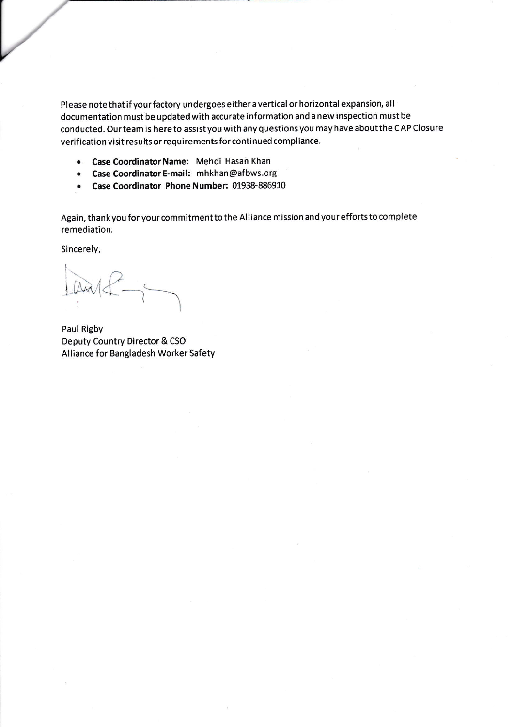Please note that if your factory undergoes either a vertical or horizontal expansion, all documentation must be updated with accurate information and a new inspection must be conducted. Our team is here to assist you with any questions you may have about the CAP Closure verification visit results or requirements for continued compliance.

- **Case Coordinator Name:** Mehdi Hasan Khan
- **Case Coordinator E-mail:** mhkhan@afbws.org
- **Case Coordinator Phone Number:** 01938-886910

Again, thank you for your commitment to the Alliance mission and your efforts to complete remediation.

Sincerely,

Paul Rigby
Deputy Country Director & CSO
Alliance for Bangladesh Worker Safety